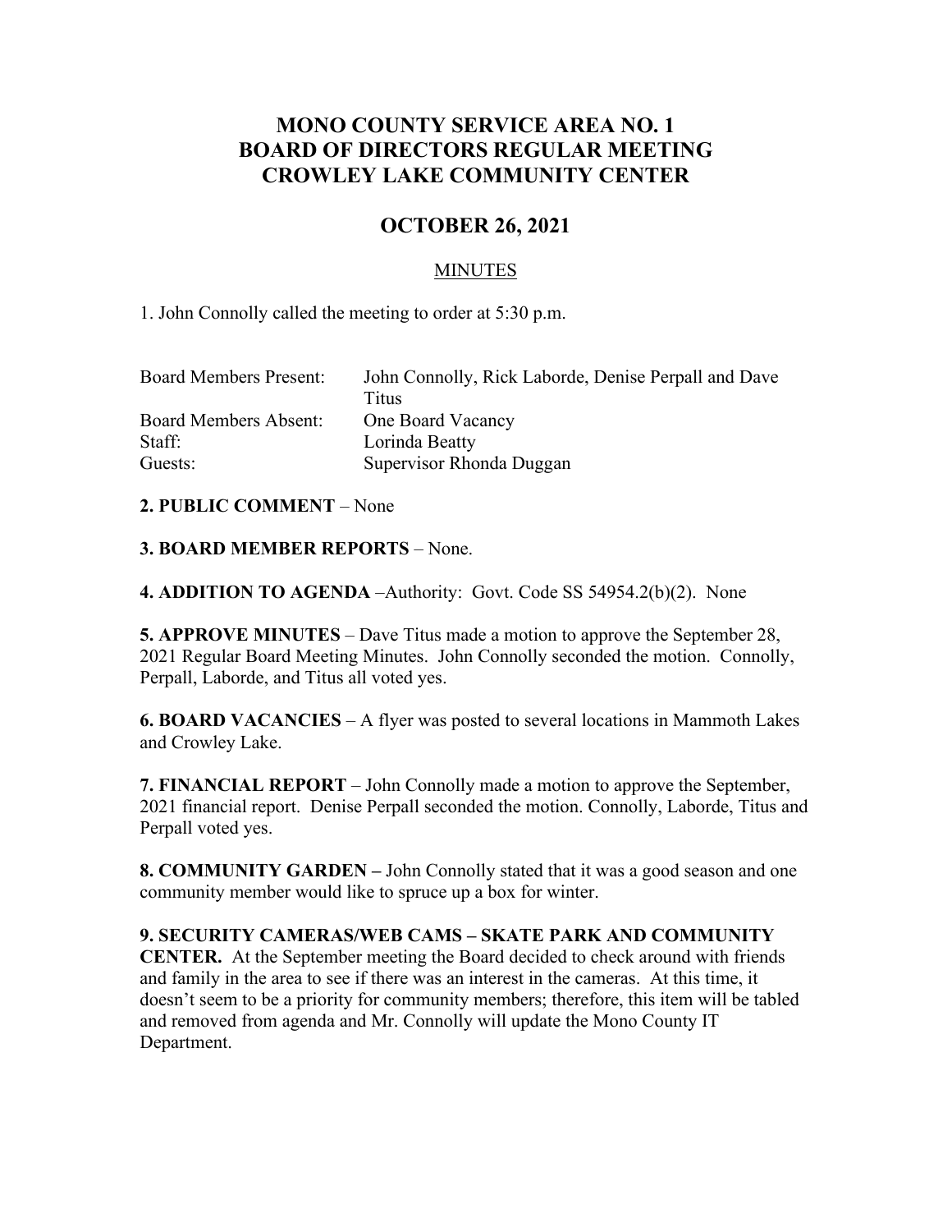# MONO COUNTY SERVICE AREA NO. 1
# BOARD OF DIRECTORS REGULAR MEETING
# CROWLEY LAKE COMMUNITY CENTER

## OCTOBER 26, 2021

### MINUTES

1. John Connolly called the meeting to order at 5:30 p.m.

| | |
|---|---|
| Board Members Present: | John Connolly, Rick Laborde, Denise Perpall and Dave Titus |
| Board Members Absent: | One Board Vacancy |
| Staff: | Lorinda Beatty |
| Guests: | Supervisor Rhonda Duggan |

**2. PUBLIC COMMENT** – None

**3. BOARD MEMBER REPORTS** – None.

**4. ADDITION TO AGENDA** –Authority: Govt. Code SS 54954.2(b)(2). None

**5. APPROVE MINUTES** – Dave Titus made a motion to approve the September 28, 2021 Regular Board Meeting Minutes. John Connolly seconded the motion. Connolly, Perpall, Laborde, and Titus all voted yes.

**6. BOARD VACANCIES** – A flyer was posted to several locations in Mammoth Lakes and Crowley Lake.

**7. FINANCIAL REPORT** – John Connolly made a motion to approve the September, 2021 financial report. Denise Perpall seconded the motion. Connolly, Laborde, Titus and Perpall voted yes.

**8. COMMUNITY GARDEN –** John Connolly stated that it was a good season and one community member would like to spruce up a box for winter.

**9. SECURITY CAMERAS/WEB CAMS – SKATE PARK AND COMMUNITY CENTER.** At the September meeting the Board decided to check around with friends and family in the area to see if there was an interest in the cameras. At this time, it doesn't seem to be a priority for community members; therefore, this item will be tabled and removed from agenda and Mr. Connolly will update the Mono County IT Department.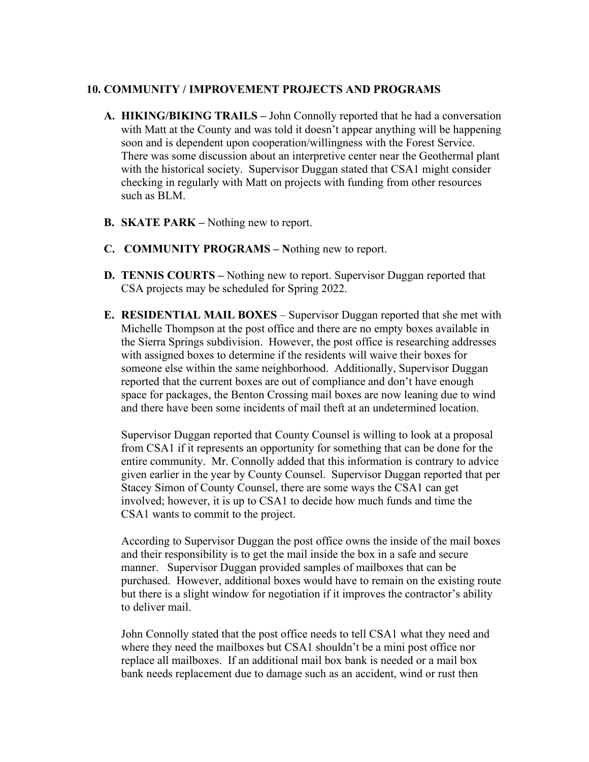## 10. COMMUNITY / IMPROVEMENT PROJECTS AND PROGRAMS

**A. HIKING/BIKING TRAILS –** John Connolly reported that he had a conversation with Matt at the County and was told it doesn't appear anything will be happening soon and is dependent upon cooperation/willingness with the Forest Service. There was some discussion about an interpretive center near the Geothermal plant with the historical society. Supervisor Duggan stated that CSA1 might consider checking in regularly with Matt on projects with funding from other resources such as BLM.

**B. SKATE PARK –** Nothing new to report.

**C. COMMUNITY PROGRAMS – N**othing new to report.

**D. TENNIS COURTS –** Nothing new to report. Supervisor Duggan reported that CSA projects may be scheduled for Spring 2022.

**E. RESIDENTIAL MAIL BOXES** – Supervisor Duggan reported that she met with Michelle Thompson at the post office and there are no empty boxes available in the Sierra Springs subdivision. However, the post office is researching addresses with assigned boxes to determine if the residents will waive their boxes for someone else within the same neighborhood. Additionally, Supervisor Duggan reported that the current boxes are out of compliance and don't have enough space for packages, the Benton Crossing mail boxes are now leaning due to wind and there have been some incidents of mail theft at an undetermined location.

Supervisor Duggan reported that County Counsel is willing to look at a proposal from CSA1 if it represents an opportunity for something that can be done for the entire community. Mr. Connolly added that this information is contrary to advice given earlier in the year by County Counsel. Supervisor Duggan reported that per Stacey Simon of County Counsel, there are some ways the CSA1 can get involved; however, it is up to CSA1 to decide how much funds and time the CSA1 wants to commit to the project.

According to Supervisor Duggan the post office owns the inside of the mail boxes and their responsibility is to get the mail inside the box in a safe and secure manner. Supervisor Duggan provided samples of mailboxes that can be purchased. However, additional boxes would have to remain on the existing route but there is a slight window for negotiation if it improves the contractor's ability to deliver mail.

John Connolly stated that the post office needs to tell CSA1 what they need and where they need the mailboxes but CSA1 shouldn't be a mini post office nor replace all mailboxes. If an additional mail box bank is needed or a mail box bank needs replacement due to damage such as an accident, wind or rust then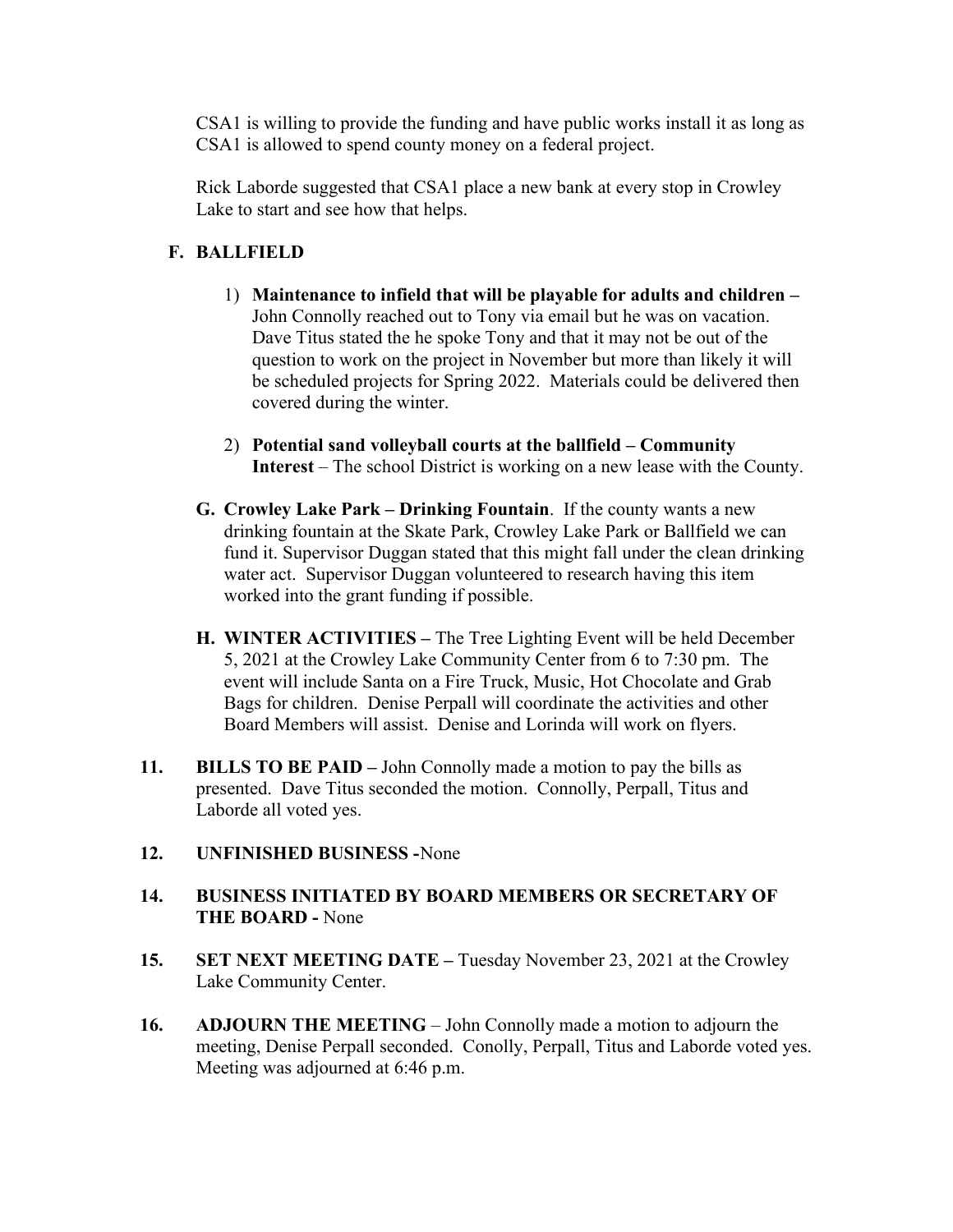CSA1 is willing to provide the funding and have public works install it as long as CSA1 is allowed to spend county money on a federal project.

Rick Laborde suggested that CSA1 place a new bank at every stop in Crowley Lake to start and see how that helps.

**F. BALLFIELD**

1) **Maintenance to infield that will be playable for adults and children –** John Connolly reached out to Tony via email but he was on vacation. Dave Titus stated the he spoke Tony and that it may not be out of the question to work on the project in November but more than likely it will be scheduled projects for Spring 2022. Materials could be delivered then covered during the winter.

2) **Potential sand volleyball courts at the ballfield – Community Interest** – The school District is working on a new lease with the County.

**G. Crowley Lake Park – Drinking Fountain**. If the county wants a new drinking fountain at the Skate Park, Crowley Lake Park or Ballfield we can fund it. Supervisor Duggan stated that this might fall under the clean drinking water act. Supervisor Duggan volunteered to research having this item worked into the grant funding if possible.

**H. WINTER ACTIVITIES –** The Tree Lighting Event will be held December 5, 2021 at the Crowley Lake Community Center from 6 to 7:30 pm. The event will include Santa on a Fire Truck, Music, Hot Chocolate and Grab Bags for children. Denise Perpall will coordinate the activities and other Board Members will assist. Denise and Lorinda will work on flyers.

**11. BILLS TO BE PAID –** John Connolly made a motion to pay the bills as presented. Dave Titus seconded the motion. Connolly, Perpall, Titus and Laborde all voted yes.

**12. UNFINISHED BUSINESS -**None

**14. BUSINESS INITIATED BY BOARD MEMBERS OR SECRETARY OF THE BOARD -** None

**15. SET NEXT MEETING DATE –** Tuesday November 23, 2021 at the Crowley Lake Community Center.

**16. ADJOURN THE MEETING** – John Connolly made a motion to adjourn the meeting, Denise Perpall seconded. Conolly, Perpall, Titus and Laborde voted yes. Meeting was adjourned at 6:46 p.m.